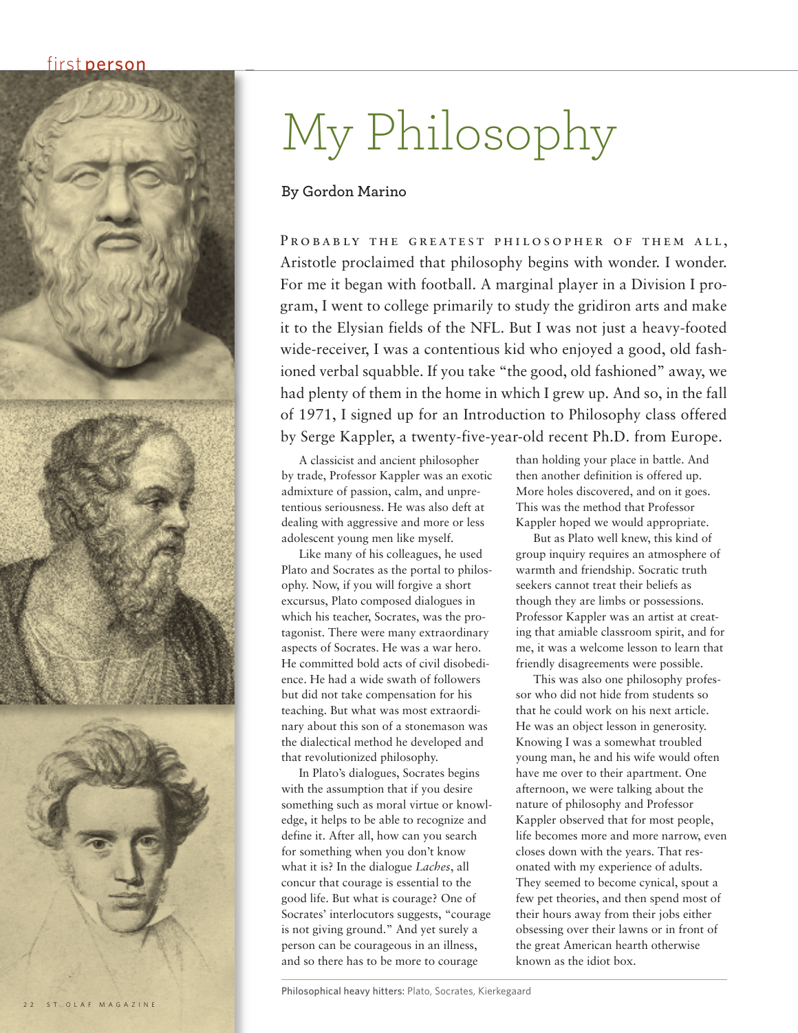first **person**

# My Philosophy

**By Gordon Marino**

PROBABLY THE GREATEST PHILOSOPHER OF THEM ALL, Aristotle proclaimed that philosophy begins with wonder. I wonder. For me it began with football. A marginal player in a Division I program, I went to college primarily to study the gridiron arts and make it to the Elysian fields of the NFL. But I was not just a heavy-footed wide-receiver, I was a contentious kid who enjoyed a good, old fashioned verbal squabble. If you take "the good, old fashioned" away, we had plenty of them in the home in which I grew up. And so, in the fall of 1971, I signed up for an Introduction to Philosophy class offered by Serge Kappler, a twenty-five-year-old recent Ph.D. from Europe.

A classicist and ancient philosopher by trade, Professor Kappler was an exotic admixture of passion, calm, and unpretentious seriousness. He was also deft at dealing with aggressive and more or less adolescent young men like myself.

Like many of his colleagues, he used Plato and Socrates as the portal to philosophy. Now, if you will forgive a short excursus, Plato composed dialogues in which his teacher, Socrates, was the protagonist. There were many extraordinary aspects of Socrates. He was a war hero. He committed bold acts of civil disobedience. He had a wide swath of followers but did not take compensation for his teaching. But what was most extraordinary about this son of a stonemason was the dialectical method he developed and that revolutionized philosophy.

In Plato's dialogues, Socrates begins with the assumption that if you desire something such as moral virtue or knowledge, it helps to be able to recognize and define it. After all, how can you search for something when you don't know what it is? In the dialogue *Laches*, all concur that courage is essential to the good life. But what is courage? One of Socrates' interlocutors suggests, "courage is not giving ground." And yet surely a person can be courageous in an illness, and so there has to be more to courage than holding your place in battle. And then another definition is offered up. More holes discovered, and on it goes. This was the method that Professor Kappler hoped we would appropriate.

But as Plato well knew, this kind of group inquiry requires an atmosphere of warmth and friendship. Socratic truth seekers cannot treat their beliefs as though they are limbs or possessions. Professor Kappler was an artist at creating that amiable classroom spirit, and for me, it was a welcome lesson to learn that friendly disagreements were possible.

This was also one philosophy professor who did not hide from students so that he could work on his next article. He was an object lesson in generosity. Knowing I was a somewhat troubled young man, he and his wife would often have me over to their apartment. One afternoon, we were talking about the nature of philosophy and Professor Kappler observed that for most people, life becomes more and more narrow, even closes down with the years. That resonated with my experience of adults. They seemed to become cynical, spout a few pet theories, and then spend most of their hours away from their jobs either obsessing over their lawns or in front of the great American hearth otherwise known as the idiot box.

**Philosophical heavy hitters:** Plato, Socrates, Kierkegaard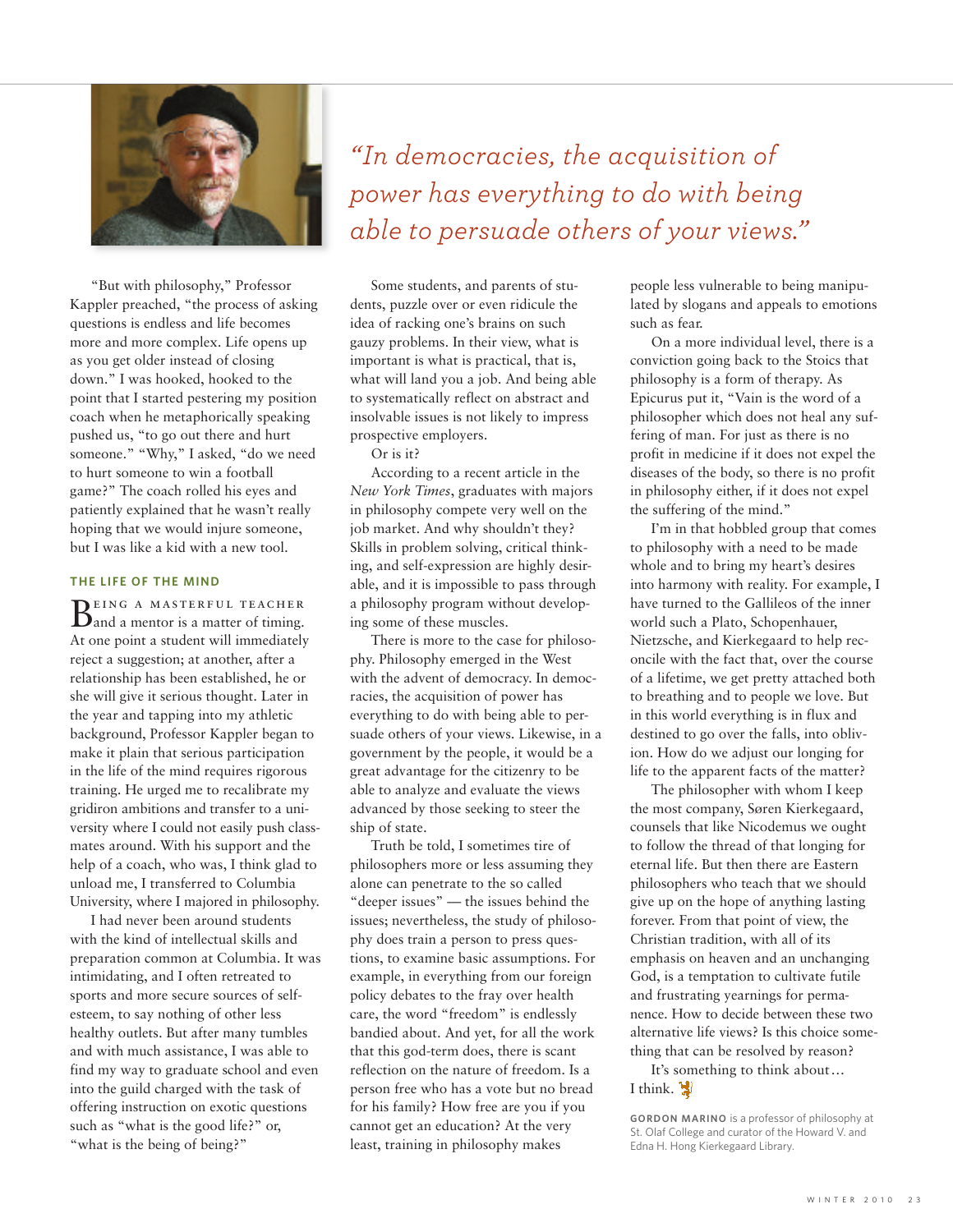*"In democracies, the acquisition of power has everything to do with being able to persuade others of your views."*

"But with philosophy," Professor Kappler preached, "the process of asking questions is endless and life becomes more and more complex. Life opens up as you get older instead of closing down." I was hooked, hooked to the point that I started pestering my position coach when he metaphorically speaking pushed us, "to go out there and hurt someone." "Why," I asked, "do we need to hurt someone to win a football game?" The coach rolled his eyes and patiently explained that he wasn't really hoping that we would injure someone, but I was like a kid with a new tool.

## THE LIFE OF THE MIND

BEING A MASTERFUL TEACHER and a mentor is a matter of timing. At one point a student will immediately reject a suggestion; at another, after a relationship has been established, he or she will give it serious thought. Later in the year and tapping into my athletic background, Professor Kappler began to make it plain that serious participation in the life of the mind requires rigorous training. He urged me to recalibrate my gridiron ambitions and transfer to a university where I could not easily push classmates around. With his support and the help of a coach, who was, I think glad to unload me, I transferred to Columbia University, where I majored in philosophy.

I had never been around students with the kind of intellectual skills and preparation common at Columbia. It was intimidating, and I often retreated to sports and more secure sources of self-esteem, to say nothing of other less healthy outlets. But after many tumbles and with much assistance, I was able to find my way to graduate school and even into the guild charged with the task of offering instruction on exotic questions such as "what is the good life?" or, "what is the being of being?"

Some students, and parents of students, puzzle over or even ridicule the idea of racking one's brains on such gauzy problems. In their view, what is important is what is practical, that is, what will land you a job. And being able to systematically reflect on abstract and insolvable issues is not likely to impress prospective employers.

Or is it?

According to a recent article in the *New York Times*, graduates with majors in philosophy compete very well on the job market. And why shouldn't they? Skills in problem solving, critical thinking, and self-expression are highly desirable, and it is impossible to pass through a philosophy program without developing some of these muscles.

There is more to the case for philosophy. Philosophy emerged in the West with the advent of democracy. In democracies, the acquisition of power has everything to do with being able to persuade others of your views. Likewise, in a government by the people, it would be a great advantage for the citizenry to be able to analyze and evaluate the views advanced by those seeking to steer the ship of state.

Truth be told, I sometimes tire of philosophers more or less assuming they alone can penetrate to the so called "deeper issues" — the issues behind the issues; nevertheless, the study of philosophy does train a person to press questions, to examine basic assumptions. For example, in everything from our foreign policy debates to the fray over health care, the word "freedom" is endlessly bandied about. And yet, for all the work that this god-term does, there is scant reflection on the nature of freedom. Is a person free who has a vote but no bread for his family? How free are you if you cannot get an education? At the very least, training in philosophy makes people less vulnerable to being manipulated by slogans and appeals to emotions such as fear.

On a more individual level, there is a conviction going back to the Stoics that philosophy is a form of therapy. As Epicurus put it, "Vain is the word of a philosopher which does not heal any suffering of man. For just as there is no profit in medicine if it does not expel the diseases of the body, so there is no profit in philosophy either, if it does not expel the suffering of the mind."

I'm in that hobbled group that comes to philosophy with a need to be made whole and to bring my heart's desires into harmony with reality. For example, I have turned to the Gallileos of the inner world such a Plato, Schopenhauer, Nietzsche, and Kierkegaard to help reconcile with the fact that, over the course of a lifetime, we get pretty attached both to breathing and to people we love. But in this world everything is in flux and destined to go over the falls, into oblivion. How do we adjust our longing for life to the apparent facts of the matter?

The philosopher with whom I keep the most company, Søren Kierkegaard, counsels that like Nicodemus we ought to follow the thread of that longing for eternal life. But then there are Eastern philosophers who teach that we should give up on the hope of anything lasting forever. From that point of view, the Christian tradition, with all of its emphasis on heaven and an unchanging God, is a temptation to cultivate futile and frustrating yearnings for permanence. How to decide between these two alternative life views? Is this choice something that can be resolved by reason?

It's something to think about… I think.

**GORDON MARINO** is a professor of philosophy at St. Olaf College and curator of the Howard V. and Edna H. Hong Kierkegaard Library.